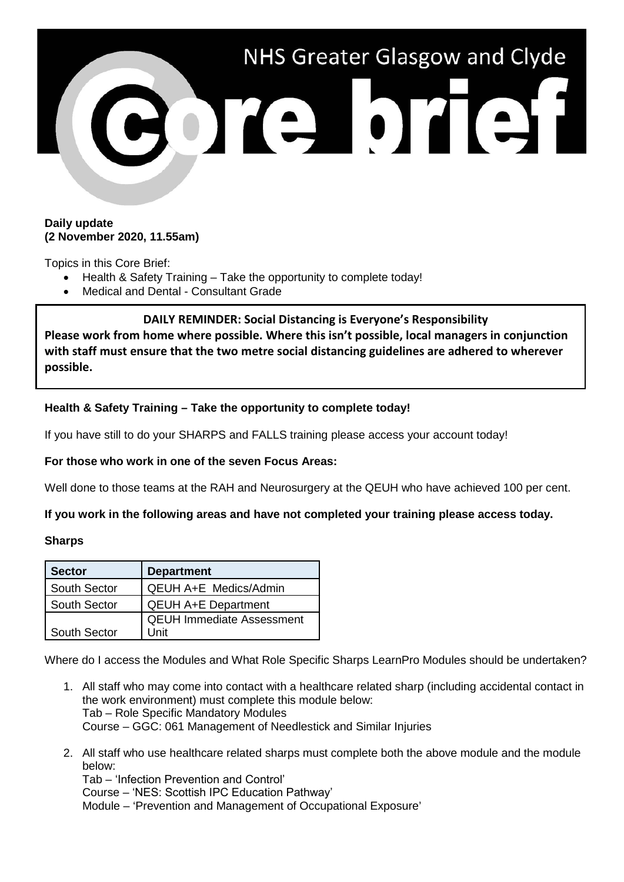# NHS Greater Glasgow and Clyde

# Core brief

**Daily update**
**(2 November 2020, 11.55am)**

Topics in this Core Brief:

- Health & Safety Training – Take the opportunity to complete today!
- Medical and Dental - Consultant Grade

**DAILY REMINDER: Social Distancing is Everyone's Responsibility**

**Please work from home where possible. Where this isn't possible, local managers in conjunction with staff must ensure that the two metre social distancing guidelines are adhered to wherever possible.**

## Health & Safety Training – Take the opportunity to complete today!

If you have still to do your SHARPS and FALLS training please access your account today!

**For those who work in one of the seven Focus Areas:**

Well done to those teams at the RAH and Neurosurgery at the QEUH who have achieved 100 per cent.

**If you work in the following areas and have not completed your training please access today.**

**Sharps**

| Sector | Department |
|---|---|
| South Sector | QEUH A+E Medics/Admin |
| South Sector | QEUH A+E Department |
| South Sector | QEUH Immediate Assessment Unit |

Where do I access the Modules and What Role Specific Sharps LearnPro Modules should be undertaken?

1. All staff who may come into contact with a healthcare related sharp (including accidental contact in the work environment) must complete this module below:
   Tab – Role Specific Mandatory Modules
   Course – GGC: 061 Management of Needlestick and Similar Injuries

2. All staff who use healthcare related sharps must complete both the above module and the module below:
   Tab – 'Infection Prevention and Control'
   Course – 'NES: Scottish IPC Education Pathway'
   Module – 'Prevention and Management of Occupational Exposure'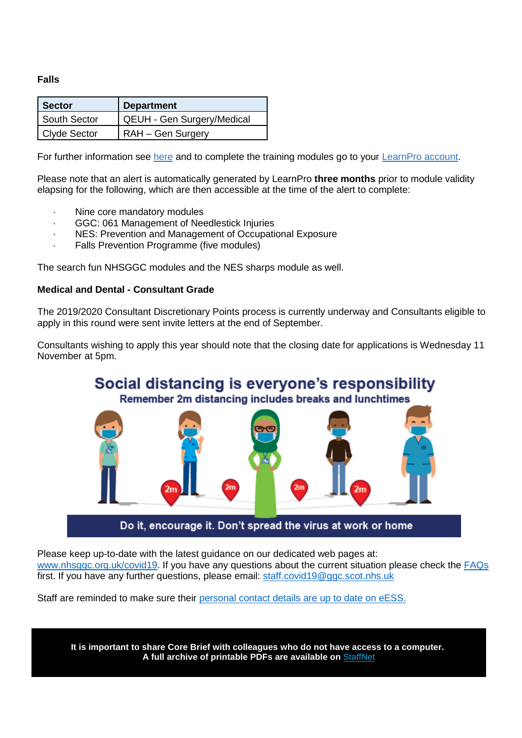**Falls**

| Sector | Department |
| --- | --- |
| South Sector | QEUH - Gen Surgery/Medical |
| Clyde Sector | RAH – Gen Surgery |

For further information see here and to complete the training modules go to your LearnPro account.

Please note that an alert is automatically generated by LearnPro **three months** prior to module validity elapsing for the following, which are then accessible at the time of the alert to complete:

- Nine core mandatory modules
- GGC: 061 Management of Needlestick Injuries
- NES: Prevention and Management of Occupational Exposure
- Falls Prevention Programme (five modules)

The search fun NHSGGC modules and the NES sharps module as well.

**Medical and Dental - Consultant Grade**

The 2019/2020 Consultant Discretionary Points process is currently underway and Consultants eligible to apply in this round were sent invite letters at the end of September.

Consultants wishing to apply this year should note that the closing date for applications is Wednesday 11 November at 5pm.

Social distancing is everyone's responsibility

Remember 2m distancing includes breaks and lunchtimes

2m

2m

2m

2m

Do it, encourage it. Don't spread the virus at work or home

Please keep up-to-date with the latest guidance on our dedicated web pages at: www.nhsggc.org.uk/covid19. If you have any questions about the current situation please check the FAQs first. If you have any further questions, please email: staff.covid19@ggc.scot.nhs.uk

Staff are reminded to make sure their personal contact details are up to date on eESS.

**It is important to share Core Brief with colleagues who do not have access to a computer.**
**A full archive of printable PDFs are available on StaffNet**